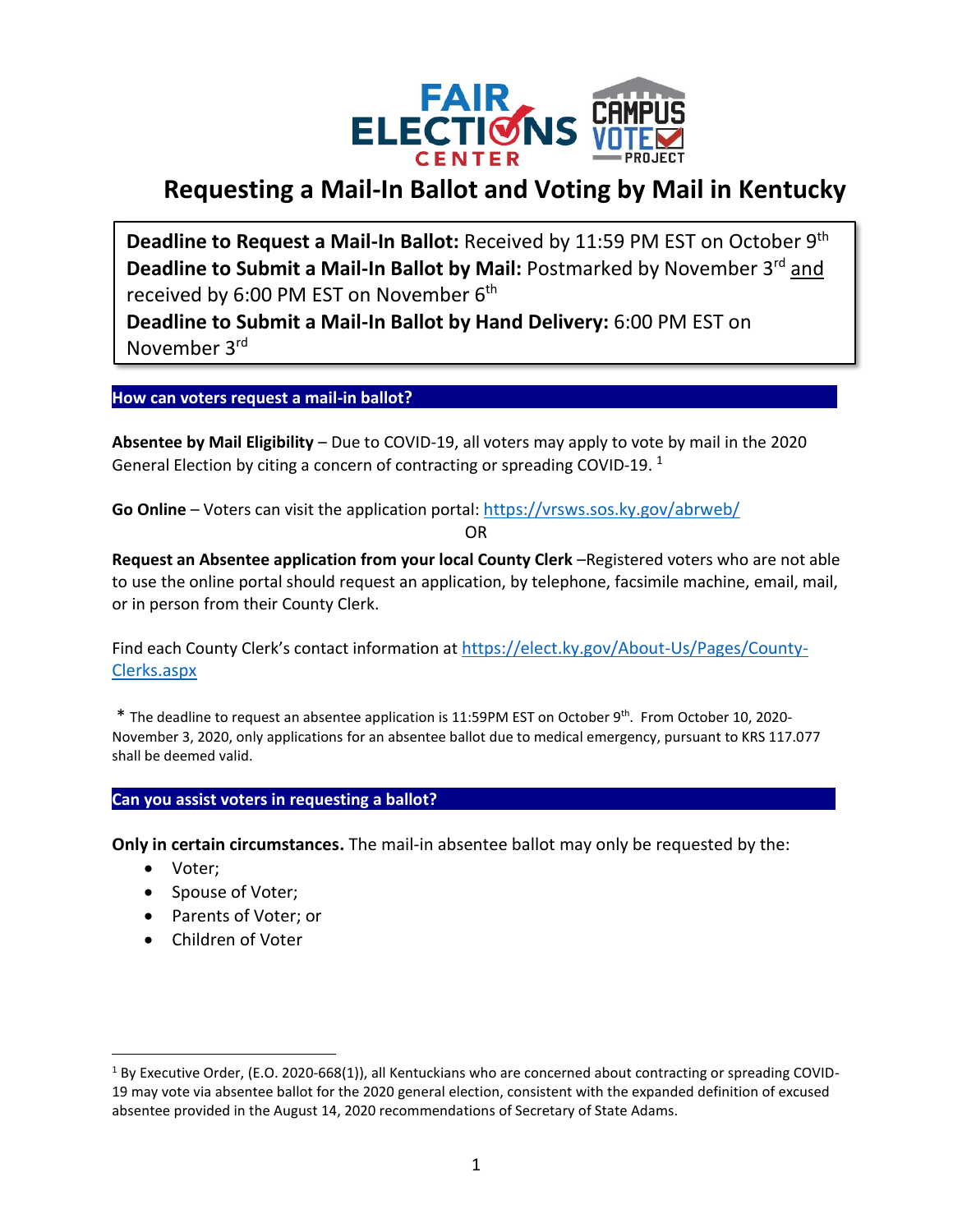# Requesting a Mail-In Ballot and Voting by Mail in Kentucky

**Deadline to Request a Mail-In Ballot:** Received by 11:59 PM EST on October 9th
**Deadline to Submit a Mail-In Ballot by Mail:** Postmarked by November 3rd <u>and</u> received by 6:00 PM EST on November 6th
**Deadline to Submit a Mail-In Ballot by Hand Delivery:** 6:00 PM EST on November 3rd

## How can voters request a mail-in ballot?

**Absentee by Mail Eligibility** – Due to COVID-19, all voters may apply to vote by mail in the 2020 General Election by citing a concern of contracting or spreading COVID-19. [1]

**Go Online** – Voters can visit the application portal: https://vrsws.sos.ky.gov/abrweb/

OR

**Request an Absentee application from your local County Clerk** –Registered voters who are not able to use the online portal should request an application, by telephone, facsimile machine, email, mail, or in person from their County Clerk.

Find each County Clerk's contact information at https://elect.ky.gov/About-Us/Pages/County-Clerks.aspx

* The deadline to request an absentee application is 11:59PM EST on October 9th. From October 10, 2020-November 3, 2020, only applications for an absentee ballot due to medical emergency, pursuant to KRS 117.077 shall be deemed valid.

## Can you assist voters in requesting a ballot?

**Only in certain circumstances.** The mail-in absentee ballot may only be requested by the:

- Voter;
- Spouse of Voter;
- Parents of Voter; or
- Children of Voter

---

[1] By Executive Order, (E.O. 2020-668(1)), all Kentuckians who are concerned about contracting or spreading COVID-19 may vote via absentee ballot for the 2020 general election, consistent with the expanded definition of excused absentee provided in the August 14, 2020 recommendations of Secretary of State Adams.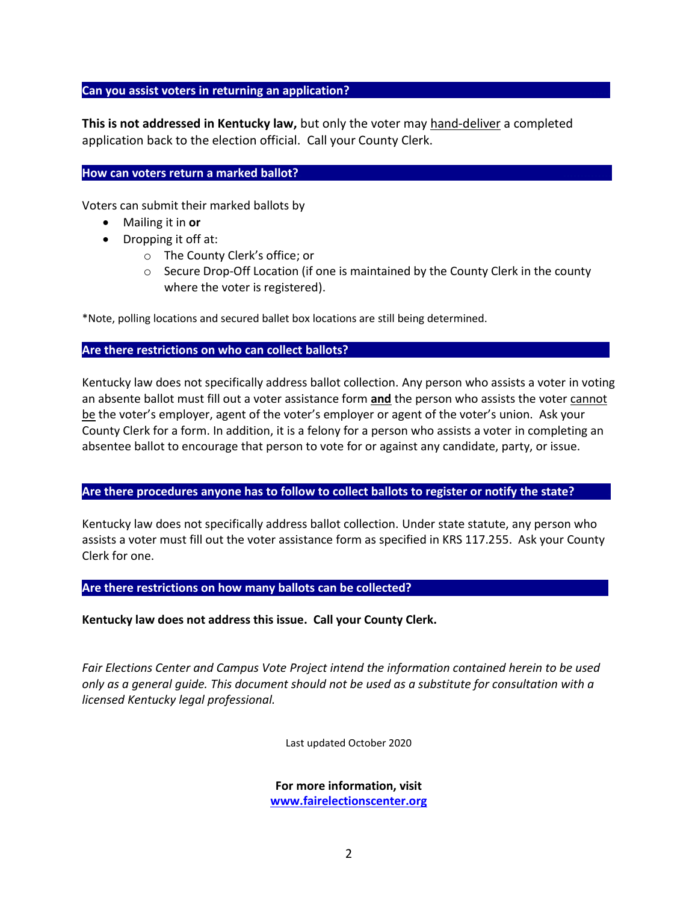### Can you assist voters in returning an application?

**This is not addressed in Kentucky law,** but only the voter may <u>hand-deliver</u> a completed application back to the election official. Call your County Clerk.

### How can voters return a marked ballot?

Voters can submit their marked ballots by

- Mailing it in **or**
- Dropping it off at:
  - The County Clerk's office; or
  - Secure Drop-Off Location (if one is maintained by the County Clerk in the county where the voter is registered).

*Note, polling locations and secured ballet box locations are still being determined.

### Are there restrictions on who can collect ballots?

Kentucky law does not specifically address ballot collection. Any person who assists a voter in voting an absente ballot must fill out a voter assistance form **<u>and</u>** the person who assists the voter <u>cannot be</u> the voter's employer, agent of the voter's employer or agent of the voter's union. Ask your County Clerk for a form. In addition, it is a felony for a person who assists a voter in completing an absentee ballot to encourage that person to vote for or against any candidate, party, or issue.

### Are there procedures anyone has to follow to collect ballots to register or notify the state?

Kentucky law does not specifically address ballot collection. Under state statute, any person who assists a voter must fill out the voter assistance form as specified in KRS 117.255. Ask your County Clerk for one.

### Are there restrictions on how many ballots can be collected?

**Kentucky law does not address this issue. Call your County Clerk.**

*Fair Elections Center and Campus Vote Project intend the information contained herein to be used only as a general guide. This document should not be used as a substitute for consultation with a licensed Kentucky legal professional.*

Last updated October 2020

**For more information, visit**
**[www.fairelectionscenter.org](http://www.fairelectionscenter.org)**